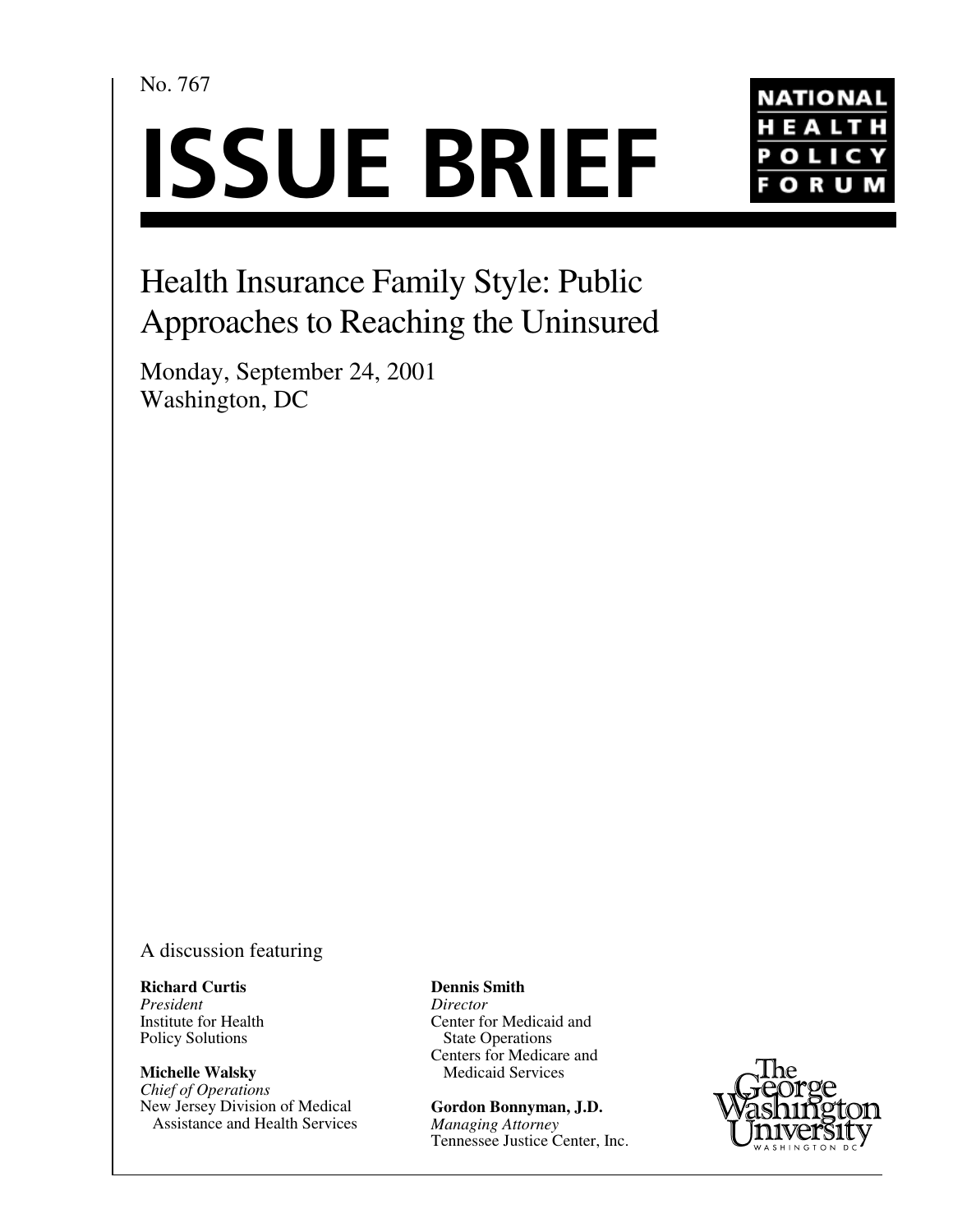No. 767

# ISSUE BRIEF

NATIONAL HEALTH POLICY FORUM

## Health Insurance Family Style: Public Approaches to Reaching the Uninsured

Monday, September 24, 2001
Washington, DC

A discussion featuring

**Richard Curtis**
*President*
Institute for Health Policy Solutions

**Michelle Walsky**
*Chief of Operations*
New Jersey Division of Medical Assistance and Health Services

**Dennis Smith**
*Director*
Center for Medicaid and State Operations
Centers for Medicare and Medicaid Services

**Gordon Bonnyman, J.D.**
*Managing Attorney*
Tennessee Justice Center, Inc.

The George Washington University
WASHINGTON DC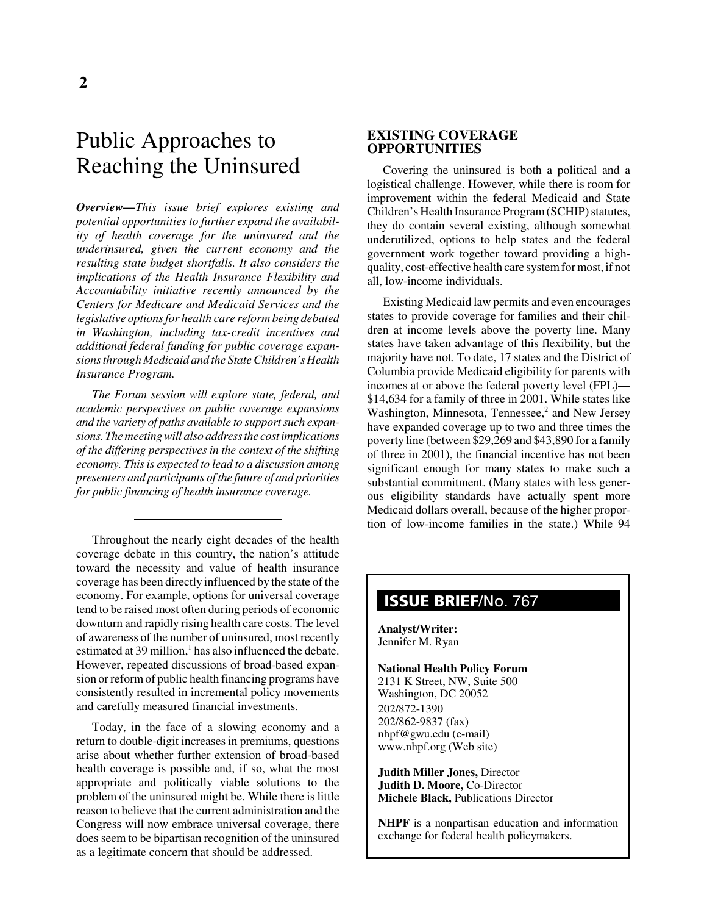# Public Approaches to Reaching the Uninsured

***Overview—****This issue brief explores existing and potential opportunities to further expand the availability of health coverage for the uninsured and the underinsured, given the current economy and the resulting state budget shortfalls. It also considers the implications of the Health Insurance Flexibility and Accountability initiative recently announced by the Centers for Medicare and Medicaid Services and the legislative options for health care reform being debated in Washington, including tax-credit incentives and additional federal funding for public coverage expansions through Medicaid and the State Children's Health Insurance Program.*

*The Forum session will explore state, federal, and academic perspectives on public coverage expansions and the variety of paths available to support such expansions. The meeting will also address the cost implications of the differing perspectives in the context of the shifting economy. This is expected to lead to a discussion among presenters and participants of the future of and priorities for public financing of health insurance coverage.*

---

Throughout the nearly eight decades of the health coverage debate in this country, the nation's attitude toward the necessity and value of health insurance coverage has been directly influenced by the state of the economy. For example, options for universal coverage tend to be raised most often during periods of economic downturn and rapidly rising health care costs. The level of awareness of the number of uninsured, most recently estimated at 39 million,[1] has also influenced the debate. However, repeated discussions of broad-based expansion or reform of public health financing programs have consistently resulted in incremental policy movements and carefully measured financial investments.

Today, in the face of a slowing economy and a return to double-digit increases in premiums, questions arise about whether further extension of broad-based health coverage is possible and, if so, what the most appropriate and politically viable solutions to the problem of the uninsured might be. While there is little reason to believe that the current administration and the Congress will now embrace universal coverage, there does seem to be bipartisan recognition of the uninsured as a legitimate concern that should be addressed.

## EXISTING COVERAGE OPPORTUNITIES

Covering the uninsured is both a political and a logistical challenge. However, while there is room for improvement within the federal Medicaid and State Children's Health Insurance Program (SCHIP) statutes, they do contain several existing, although somewhat underutilized, options to help states and the federal government work together toward providing a high-quality, cost-effective health care system for most, if not all, low-income individuals.

Existing Medicaid law permits and even encourages states to provide coverage for families and their children at income levels above the poverty line. Many states have taken advantage of this flexibility, but the majority have not. To date, 17 states and the District of Columbia provide Medicaid eligibility for parents with incomes at or above the federal poverty level (FPL)—$14,634 for a family of three in 2001. While states like Washington, Minnesota, Tennessee,[2] and New Jersey have expanded coverage up to two and three times the poverty line (between $29,269 and $43,890 for a family of three in 2001), the financial incentive has not been significant enough for many states to make such a substantial commitment. (Many states with less generous eligibility standards have actually spent more Medicaid dollars overall, because of the higher proportion of low-income families in the state.) While 94

**ISSUE BRIEF/No. 767**

**Analyst/Writer:**
Jennifer M. Ryan

**National Health Policy Forum**
2131 K Street, NW, Suite 500
Washington, DC 20052
202/872-1390
202/862-9837 (fax)
nhpf@gwu.edu (e-mail)
www.nhpf.org (Web site)

**Judith Miller Jones,** Director
**Judith D. Moore,** Co-Director
**Michele Black,** Publications Director

**NHPF** is a nonpartisan education and information exchange for federal health policymakers.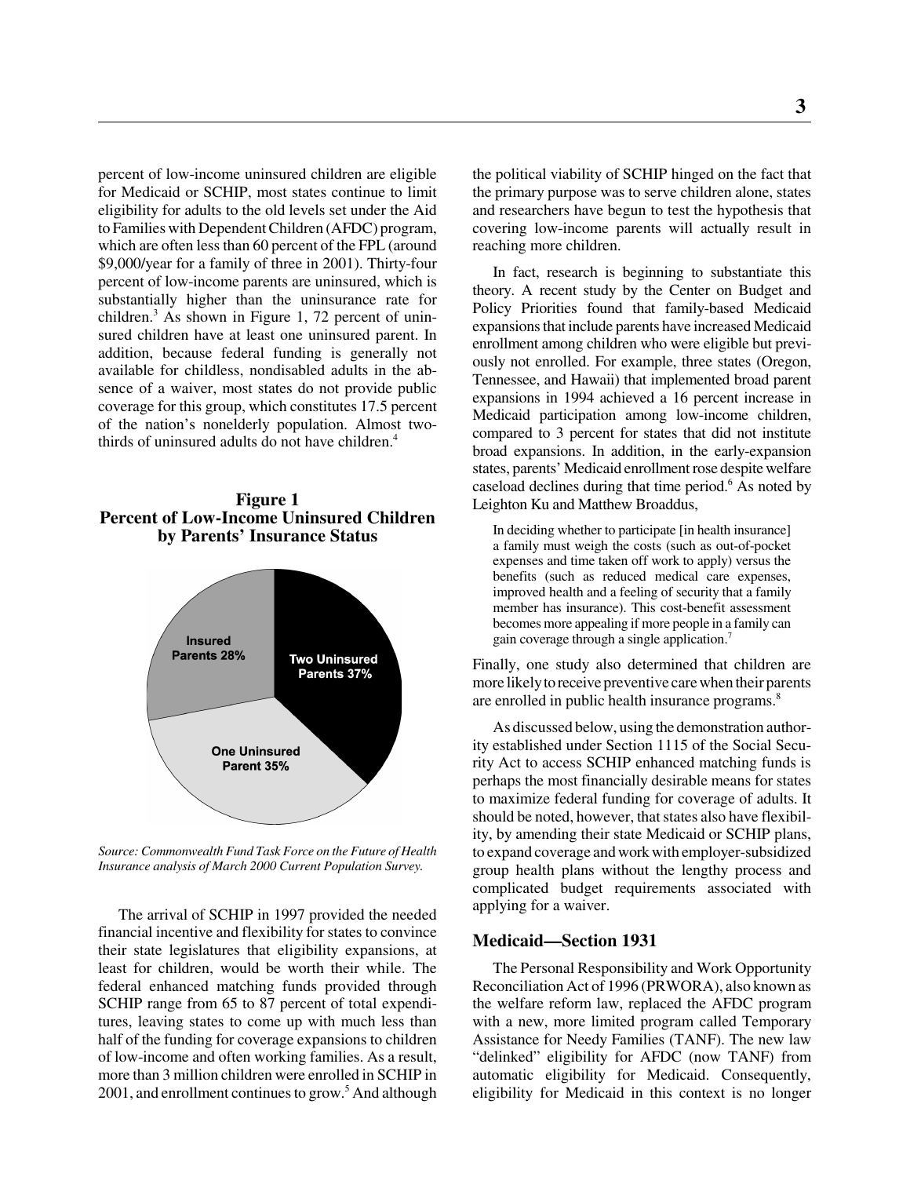percent of low-income uninsured children are eligible for Medicaid or SCHIP, most states continue to limit eligibility for adults to the old levels set under the Aid to Families with Dependent Children (AFDC) program, which are often less than 60 percent of the FPL (around $9,000/year for a family of three in 2001). Thirty-four percent of low-income parents are uninsured, which is substantially higher than the uninsurance rate for children.[3] As shown in Figure 1, 72 percent of uninsured children have at least one uninsured parent. In addition, because federal funding is generally not available for childless, nondisabled adults in the absence of a waiver, most states do not provide public coverage for this group, which constitutes 17.5 percent of the nation's nonelderly population. Almost two-thirds of uninsured adults do not have children.[4]

**Figure 1**
**Percent of Low-Income Uninsured Children by Parents' Insurance Status**

Insured Parents 28%

Two Uninsured Parents 37%

One Uninsured Parent 35%

*Source: Commonwealth Fund Task Force on the Future of Health Insurance analysis of March 2000 Current Population Survey.*

The arrival of SCHIP in 1997 provided the needed financial incentive and flexibility for states to convince their state legislatures that eligibility expansions, at least for children, would be worth their while. The federal enhanced matching funds provided through SCHIP range from 65 to 87 percent of total expenditures, leaving states to come up with much less than half of the funding for coverage expansions to children of low-income and often working families. As a result, more than 3 million children were enrolled in SCHIP in 2001, and enrollment continues to grow.[5] And although the political viability of SCHIP hinged on the fact that the primary purpose was to serve children alone, states and researchers have begun to test the hypothesis that covering low-income parents will actually result in reaching more children.

In fact, research is beginning to substantiate this theory. A recent study by the Center on Budget and Policy Priorities found that family-based Medicaid expansions that include parents have increased Medicaid enrollment among children who were eligible but previously not enrolled. For example, three states (Oregon, Tennessee, and Hawaii) that implemented broad parent expansions in 1994 achieved a 16 percent increase in Medicaid participation among low-income children, compared to 3 percent for states that did not institute broad expansions. In addition, in the early-expansion states, parents' Medicaid enrollment rose despite welfare caseload declines during that time period.[6] As noted by Leighton Ku and Matthew Broaddus,

> In deciding whether to participate [in health insurance] a family must weigh the costs (such as out-of-pocket expenses and time taken off work to apply) versus the benefits (such as reduced medical care expenses, improved health and a feeling of security that a family member has insurance). This cost-benefit assessment becomes more appealing if more people in a family can gain coverage through a single application.[7]

Finally, one study also determined that children are more likely to receive preventive care when their parents are enrolled in public health insurance programs.[8]

As discussed below, using the demonstration authority established under Section 1115 of the Social Security Act to access SCHIP enhanced matching funds is perhaps the most financially desirable means for states to maximize federal funding for coverage of adults. It should be noted, however, that states also have flexibility, by amending their state Medicaid or SCHIP plans, to expand coverage and work with employer-subsidized group health plans without the lengthy process and complicated budget requirements associated with applying for a waiver.

## Medicaid—Section 1931

The Personal Responsibility and Work Opportunity Reconciliation Act of 1996 (PRWORA), also known as the welfare reform law, replaced the AFDC program with a new, more limited program called Temporary Assistance for Needy Families (TANF). The new law "delinked" eligibility for AFDC (now TANF) from automatic eligibility for Medicaid. Consequently, eligibility for Medicaid in this context is no longer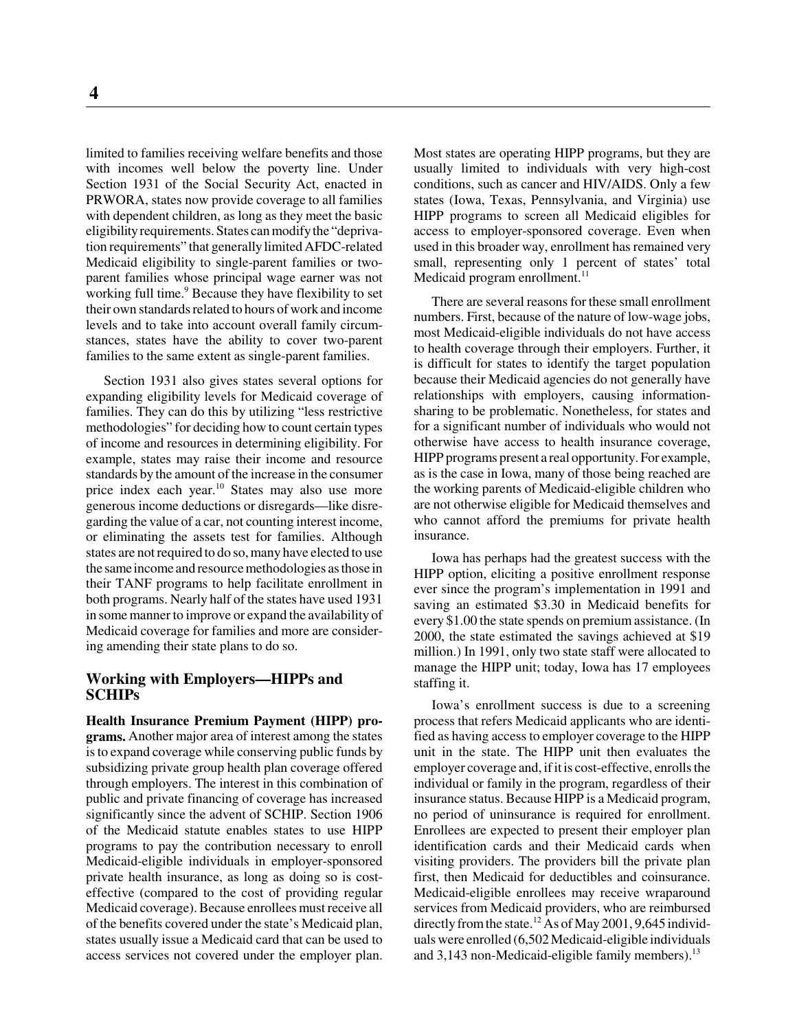limited to families receiving welfare benefits and those with incomes well below the poverty line. Under Section 1931 of the Social Security Act, enacted in PRWORA, states now provide coverage to all families with dependent children, as long as they meet the basic eligibility requirements. States can modify the "deprivation requirements" that generally limited AFDC-related Medicaid eligibility to single-parent families or two-parent families whose principal wage earner was not working full time.[9] Because they have flexibility to set their own standards related to hours of work and income levels and to take into account overall family circumstances, states have the ability to cover two-parent families to the same extent as single-parent families.

Section 1931 also gives states several options for expanding eligibility levels for Medicaid coverage of families. They can do this by utilizing "less restrictive methodologies" for deciding how to count certain types of income and resources in determining eligibility. For example, states may raise their income and resource standards by the amount of the increase in the consumer price index each year.[10] States may also use more generous income deductions or disregards—like disregarding the value of a car, not counting interest income, or eliminating the assets test for families. Although states are not required to do so, many have elected to use the same income and resource methodologies as those in their TANF programs to help facilitate enrollment in both programs. Nearly half of the states have used 1931 in some manner to improve or expand the availability of Medicaid coverage for families and more are considering amending their state plans to do so.

## Working with Employers—HIPPs and SCHIPs

**Health Insurance Premium Payment (HIPP) programs.** Another major area of interest among the states is to expand coverage while conserving public funds by subsidizing private group health plan coverage offered through employers. The interest in this combination of public and private financing of coverage has increased significantly since the advent of SCHIP. Section 1906 of the Medicaid statute enables states to use HIPP programs to pay the contribution necessary to enroll Medicaid-eligible individuals in employer-sponsored private health insurance, as long as doing so is cost-effective (compared to the cost of providing regular Medicaid coverage). Because enrollees must receive all of the benefits covered under the state's Medicaid plan, states usually issue a Medicaid card that can be used to access services not covered under the employer plan. Most states are operating HIPP programs, but they are usually limited to individuals with very high-cost conditions, such as cancer and HIV/AIDS. Only a few states (Iowa, Texas, Pennsylvania, and Virginia) use HIPP programs to screen all Medicaid eligibles for access to employer-sponsored coverage. Even when used in this broader way, enrollment has remained very small, representing only 1 percent of states' total Medicaid program enrollment.[11]

There are several reasons for these small enrollment numbers. First, because of the nature of low-wage jobs, most Medicaid-eligible individuals do not have access to health coverage through their employers. Further, it is difficult for states to identify the target population because their Medicaid agencies do not generally have relationships with employers, causing information-sharing to be problematic. Nonetheless, for states and for a significant number of individuals who would not otherwise have access to health insurance coverage, HIPP programs present a real opportunity. For example, as is the case in Iowa, many of those being reached are the working parents of Medicaid-eligible children who are not otherwise eligible for Medicaid themselves and who cannot afford the premiums for private health insurance.

Iowa has perhaps had the greatest success with the HIPP option, eliciting a positive enrollment response ever since the program's implementation in 1991 and saving an estimated \$3.30 in Medicaid benefits for every \$1.00 the state spends on premium assistance. (In 2000, the state estimated the savings achieved at \$19 million.) In 1991, only two state staff were allocated to manage the HIPP unit; today, Iowa has 17 employees staffing it.

Iowa's enrollment success is due to a screening process that refers Medicaid applicants who are identified as having access to employer coverage to the HIPP unit in the state. The HIPP unit then evaluates the employer coverage and, if it is cost-effective, enrolls the individual or family in the program, regardless of their insurance status. Because HIPP is a Medicaid program, no period of uninsurance is required for enrollment. Enrollees are expected to present their employer plan identification cards and their Medicaid cards when visiting providers. The providers bill the private plan first, then Medicaid for deductibles and coinsurance. Medicaid-eligible enrollees may receive wraparound services from Medicaid providers, who are reimbursed directly from the state.[12] As of May 2001, 9,645 individuals were enrolled (6,502 Medicaid-eligible individuals and 3,143 non-Medicaid-eligible family members).[13]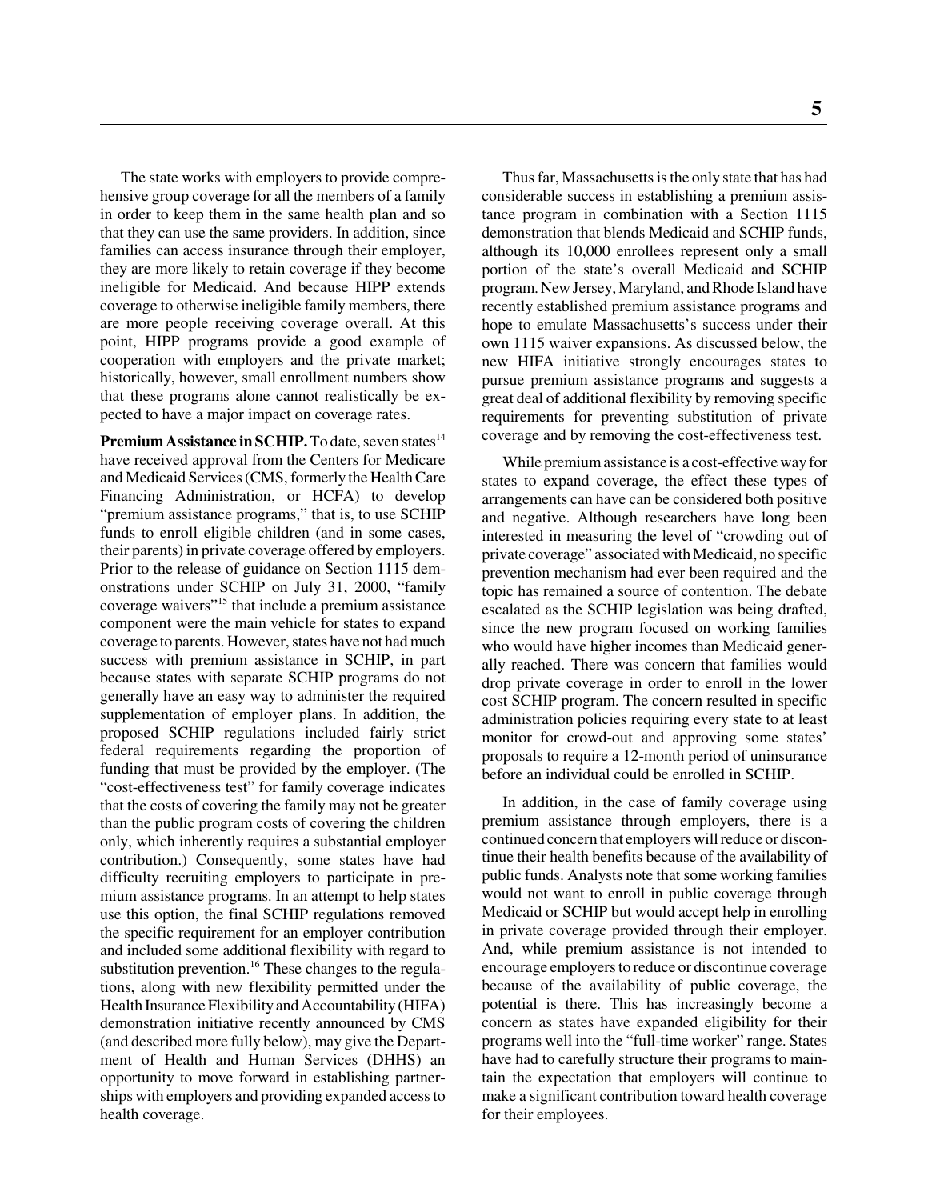The state works with employers to provide comprehensive group coverage for all the members of a family in order to keep them in the same health plan and so that they can use the same providers. In addition, since families can access insurance through their employer, they are more likely to retain coverage if they become ineligible for Medicaid. And because HIPP extends coverage to otherwise ineligible family members, there are more people receiving coverage overall. At this point, HIPP programs provide a good example of cooperation with employers and the private market; historically, however, small enrollment numbers show that these programs alone cannot realistically be expected to have a major impact on coverage rates.

**Premium Assistance in SCHIP.** To date, seven states[14] have received approval from the Centers for Medicare and Medicaid Services (CMS, formerly the Health Care Financing Administration, or HCFA) to develop "premium assistance programs," that is, to use SCHIP funds to enroll eligible children (and in some cases, their parents) in private coverage offered by employers. Prior to the release of guidance on Section 1115 demonstrations under SCHIP on July 31, 2000, "family coverage waivers"[15] that include a premium assistance component were the main vehicle for states to expand coverage to parents. However, states have not had much success with premium assistance in SCHIP, in part because states with separate SCHIP programs do not generally have an easy way to administer the required supplementation of employer plans. In addition, the proposed SCHIP regulations included fairly strict federal requirements regarding the proportion of funding that must be provided by the employer. (The "cost-effectiveness test" for family coverage indicates that the costs of covering the family may not be greater than the public program costs of covering the children only, which inherently requires a substantial employer contribution.) Consequently, some states have had difficulty recruiting employers to participate in premium assistance programs. In an attempt to help states use this option, the final SCHIP regulations removed the specific requirement for an employer contribution and included some additional flexibility with regard to substitution prevention.[16] These changes to the regulations, along with new flexibility permitted under the Health Insurance Flexibility and Accountability (HIFA) demonstration initiative recently announced by CMS (and described more fully below), may give the Department of Health and Human Services (DHHS) an opportunity to move forward in establishing partnerships with employers and providing expanded access to health coverage.

Thus far, Massachusetts is the only state that has had considerable success in establishing a premium assistance program in combination with a Section 1115 demonstration that blends Medicaid and SCHIP funds, although its 10,000 enrollees represent only a small portion of the state's overall Medicaid and SCHIP program. New Jersey, Maryland, and Rhode Island have recently established premium assistance programs and hope to emulate Massachusetts's success under their own 1115 waiver expansions. As discussed below, the new HIFA initiative strongly encourages states to pursue premium assistance programs and suggests a great deal of additional flexibility by removing specific requirements for preventing substitution of private coverage and by removing the cost-effectiveness test.

While premium assistance is a cost-effective way for states to expand coverage, the effect these types of arrangements can have can be considered both positive and negative. Although researchers have long been interested in measuring the level of "crowding out of private coverage" associated with Medicaid, no specific prevention mechanism had ever been required and the topic has remained a source of contention. The debate escalated as the SCHIP legislation was being drafted, since the new program focused on working families who would have higher incomes than Medicaid generally reached. There was concern that families would drop private coverage in order to enroll in the lower cost SCHIP program. The concern resulted in specific administration policies requiring every state to at least monitor for crowd-out and approving some states' proposals to require a 12-month period of uninsurance before an individual could be enrolled in SCHIP.

In addition, in the case of family coverage using premium assistance through employers, there is a continued concern that employers will reduce or discontinue their health benefits because of the availability of public funds. Analysts note that some working families would not want to enroll in public coverage through Medicaid or SCHIP but would accept help in enrolling in private coverage provided through their employer. And, while premium assistance is not intended to encourage employers to reduce or discontinue coverage because of the availability of public coverage, the potential is there. This has increasingly become a concern as states have expanded eligibility for their programs well into the "full-time worker" range. States have had to carefully structure their programs to maintain the expectation that employers will continue to make a significant contribution toward health coverage for their employees.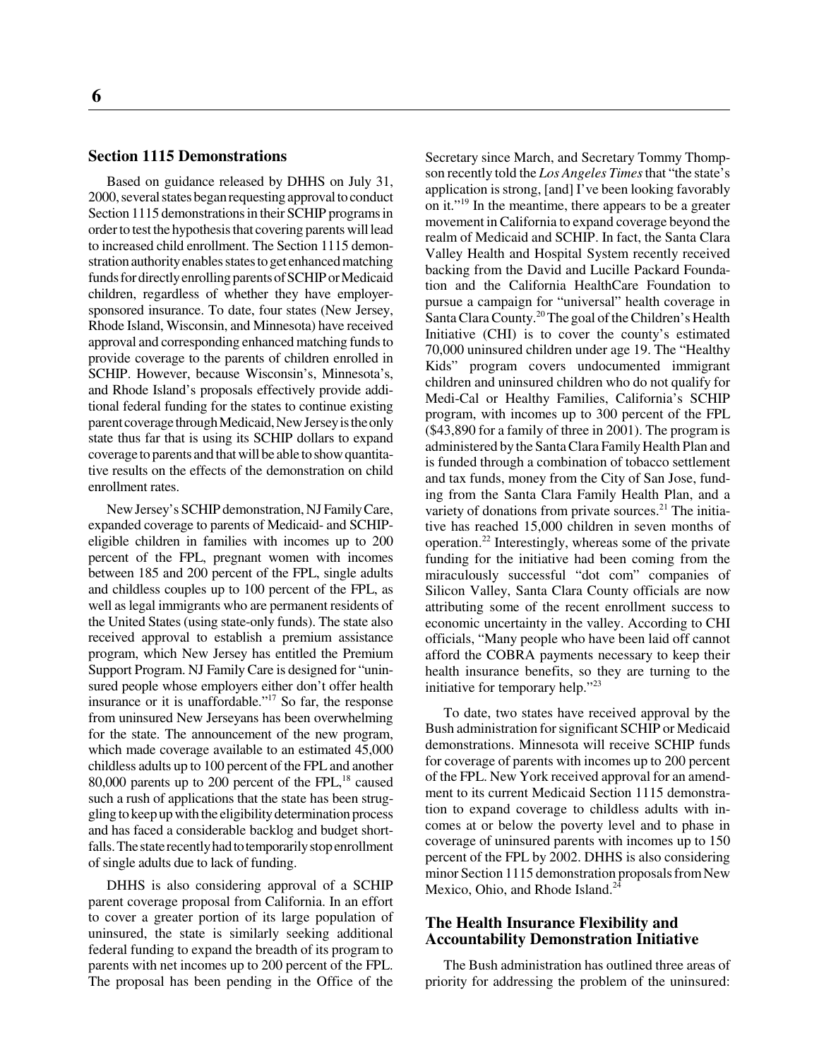## Section 1115 Demonstrations

Based on guidance released by DHHS on July 31, 2000, several states began requesting approval to conduct Section 1115 demonstrations in their SCHIP programs in order to test the hypothesis that covering parents will lead to increased child enrollment. The Section 1115 demonstration authority enables states to get enhanced matching funds for directly enrolling parents of SCHIP or Medicaid children, regardless of whether they have employer-sponsored insurance. To date, four states (New Jersey, Rhode Island, Wisconsin, and Minnesota) have received approval and corresponding enhanced matching funds to provide coverage to the parents of children enrolled in SCHIP. However, because Wisconsin's, Minnesota's, and Rhode Island's proposals effectively provide additional federal funding for the states to continue existing parent coverage through Medicaid, New Jersey is the only state thus far that is using its SCHIP dollars to expand coverage to parents and that will be able to show quantitative results on the effects of the demonstration on child enrollment rates.

New Jersey's SCHIP demonstration, NJ FamilyCare, expanded coverage to parents of Medicaid- and SCHIP-eligible children in families with incomes up to 200 percent of the FPL, pregnant women with incomes between 185 and 200 percent of the FPL, single adults and childless couples up to 100 percent of the FPL, as well as legal immigrants who are permanent residents of the United States (using state-only funds). The state also received approval to establish a premium assistance program, which New Jersey has entitled the Premium Support Program. NJ FamilyCare is designed for "uninsured people whose employers either don't offer health insurance or it is unaffordable."[17] So far, the response from uninsured New Jerseyans has been overwhelming for the state. The announcement of the new program, which made coverage available to an estimated 45,000 childless adults up to 100 percent of the FPL and another 80,000 parents up to 200 percent of the FPL,[18] caused such a rush of applications that the state has been struggling to keep up with the eligibility determination process and has faced a considerable backlog and budget shortfalls. The state recently had to temporarily stop enrollment of single adults due to lack of funding.

DHHS is also considering approval of a SCHIP parent coverage proposal from California. In an effort to cover a greater portion of its large population of uninsured, the state is similarly seeking additional federal funding to expand the breadth of its program to parents with net incomes up to 200 percent of the FPL. The proposal has been pending in the Office of the Secretary since March, and Secretary Tommy Thompson recently told the *Los Angeles Times* that "the state's application is strong, [and] I've been looking favorably on it."[19] In the meantime, there appears to be a greater movement in California to expand coverage beyond the realm of Medicaid and SCHIP. In fact, the Santa Clara Valley Health and Hospital System recently received backing from the David and Lucille Packard Foundation and the California HealthCare Foundation to pursue a campaign for "universal" health coverage in Santa Clara County.[20] The goal of the Children's Health Initiative (CHI) is to cover the county's estimated 70,000 uninsured children under age 19. The "Healthy Kids" program covers undocumented immigrant children and uninsured children who do not qualify for Medi-Cal or Healthy Families, California's SCHIP program, with incomes up to 300 percent of the FPL ($43,890 for a family of three in 2001). The program is administered by the Santa Clara Family Health Plan and is funded through a combination of tobacco settlement and tax funds, money from the City of San Jose, funding from the Santa Clara Family Health Plan, and a variety of donations from private sources.[21] The initiative has reached 15,000 children in seven months of operation.[22] Interestingly, whereas some of the private funding for the initiative had been coming from the miraculously successful "dot com" companies of Silicon Valley, Santa Clara County officials are now attributing some of the recent enrollment success to economic uncertainty in the valley. According to CHI officials, "Many people who have been laid off cannot afford the COBRA payments necessary to keep their health insurance benefits, so they are turning to the initiative for temporary help."[23]

To date, two states have received approval by the Bush administration for significant SCHIP or Medicaid demonstrations. Minnesota will receive SCHIP funds for coverage of parents with incomes up to 200 percent of the FPL. New York received approval for an amendment to its current Medicaid Section 1115 demonstration to expand coverage to childless adults with incomes at or below the poverty level and to phase in coverage of uninsured parents with incomes up to 150 percent of the FPL by 2002. DHHS is also considering minor Section 1115 demonstration proposals from New Mexico, Ohio, and Rhode Island.[24]

## The Health Insurance Flexibility and Accountability Demonstration Initiative

The Bush administration has outlined three areas of priority for addressing the problem of the uninsured: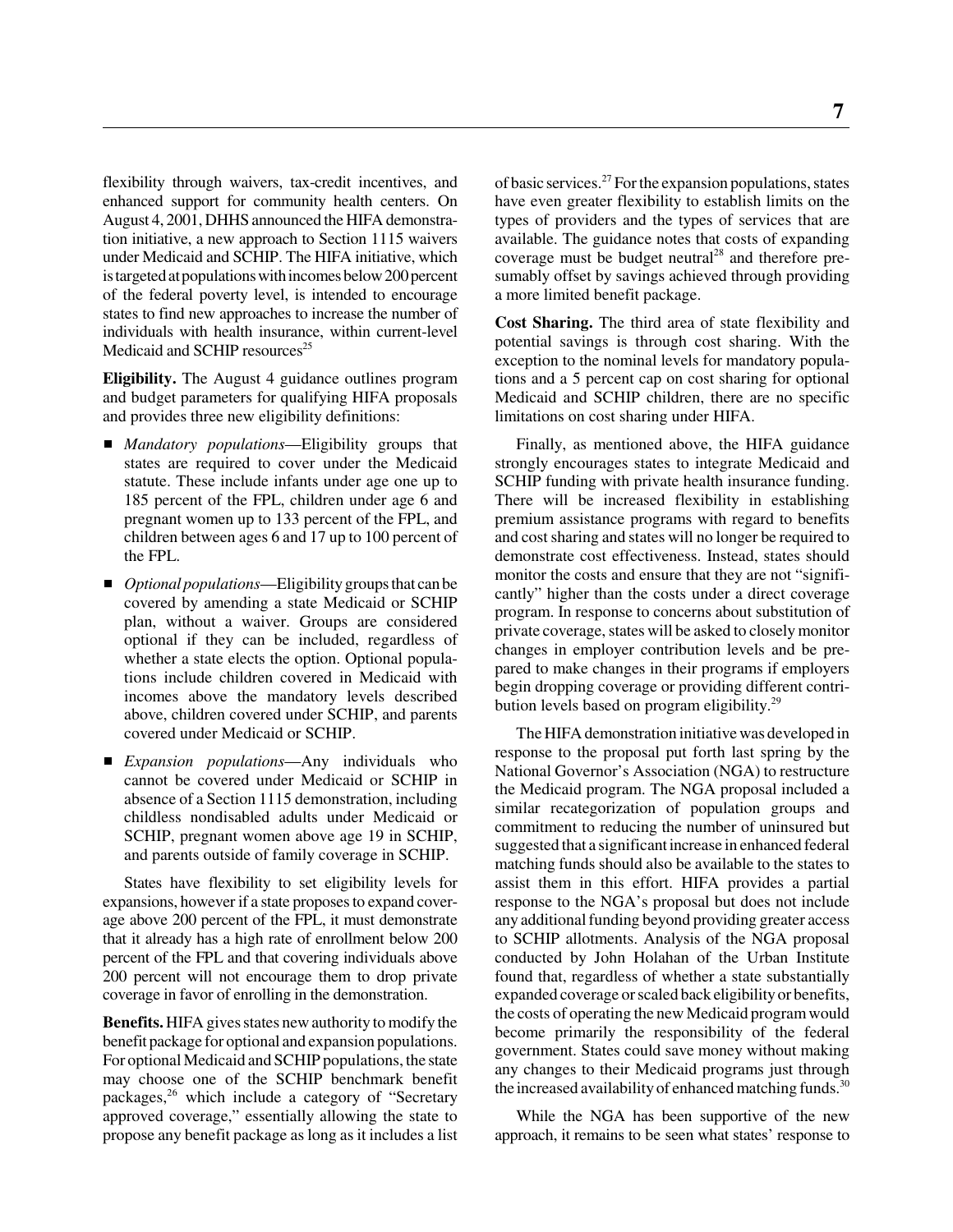flexibility through waivers, tax-credit incentives, and enhanced support for community health centers. On August 4, 2001, DHHS announced the HIFA demonstration initiative, a new approach to Section 1115 waivers under Medicaid and SCHIP. The HIFA initiative, which is targeted at populations with incomes below 200 percent of the federal poverty level, is intended to encourage states to find new approaches to increase the number of individuals with health insurance, within current-level Medicaid and SCHIP resources[25]

**Eligibility.** The August 4 guidance outlines program and budget parameters for qualifying HIFA proposals and provides three new eligibility definitions:

- *Mandatory populations*—Eligibility groups that states are required to cover under the Medicaid statute. These include infants under age one up to 185 percent of the FPL, children under age 6 and pregnant women up to 133 percent of the FPL, and children between ages 6 and 17 up to 100 percent of the FPL.
- *Optional populations*—Eligibility groups that can be covered by amending a state Medicaid or SCHIP plan, without a waiver. Groups are considered optional if they can be included, regardless of whether a state elects the option. Optional populations include children covered in Medicaid with incomes above the mandatory levels described above, children covered under SCHIP, and parents covered under Medicaid or SCHIP.
- *Expansion populations*—Any individuals who cannot be covered under Medicaid or SCHIP in absence of a Section 1115 demonstration, including childless nondisabled adults under Medicaid or SCHIP, pregnant women above age 19 in SCHIP, and parents outside of family coverage in SCHIP.

States have flexibility to set eligibility levels for expansions, however if a state proposes to expand coverage above 200 percent of the FPL, it must demonstrate that it already has a high rate of enrollment below 200 percent of the FPL and that covering individuals above 200 percent will not encourage them to drop private coverage in favor of enrolling in the demonstration.

**Benefits.** HIFA gives states new authority to modify the benefit package for optional and expansion populations. For optional Medicaid and SCHIP populations, the state may choose one of the SCHIP benchmark benefit packages,[26] which include a category of "Secretary approved coverage," essentially allowing the state to propose any benefit package as long as it includes a list of basic services.[27] For the expansion populations, states have even greater flexibility to establish limits on the types of providers and the types of services that are available. The guidance notes that costs of expanding coverage must be budget neutral[28] and therefore presumably offset by savings achieved through providing a more limited benefit package.

**Cost Sharing.** The third area of state flexibility and potential savings is through cost sharing. With the exception to the nominal levels for mandatory populations and a 5 percent cap on cost sharing for optional Medicaid and SCHIP children, there are no specific limitations on cost sharing under HIFA.

Finally, as mentioned above, the HIFA guidance strongly encourages states to integrate Medicaid and SCHIP funding with private health insurance funding. There will be increased flexibility in establishing premium assistance programs with regard to benefits and cost sharing and states will no longer be required to demonstrate cost effectiveness. Instead, states should monitor the costs and ensure that they are not "significantly" higher than the costs under a direct coverage program. In response to concerns about substitution of private coverage, states will be asked to closely monitor changes in employer contribution levels and be prepared to make changes in their programs if employers begin dropping coverage or providing different contribution levels based on program eligibility.[29]

The HIFA demonstration initiative was developed in response to the proposal put forth last spring by the National Governor's Association (NGA) to restructure the Medicaid program. The NGA proposal included a similar recategorization of population groups and commitment to reducing the number of uninsured but suggested that a significant increase in enhanced federal matching funds should also be available to the states to assist them in this effort. HIFA provides a partial response to the NGA's proposal but does not include any additional funding beyond providing greater access to SCHIP allotments. Analysis of the NGA proposal conducted by John Holahan of the Urban Institute found that, regardless of whether a state substantially expanded coverage or scaled back eligibility or benefits, the costs of operating the new Medicaid program would become primarily the responsibility of the federal government. States could save money without making any changes to their Medicaid programs just through the increased availability of enhanced matching funds.[30]

While the NGA has been supportive of the new approach, it remains to be seen what states' response to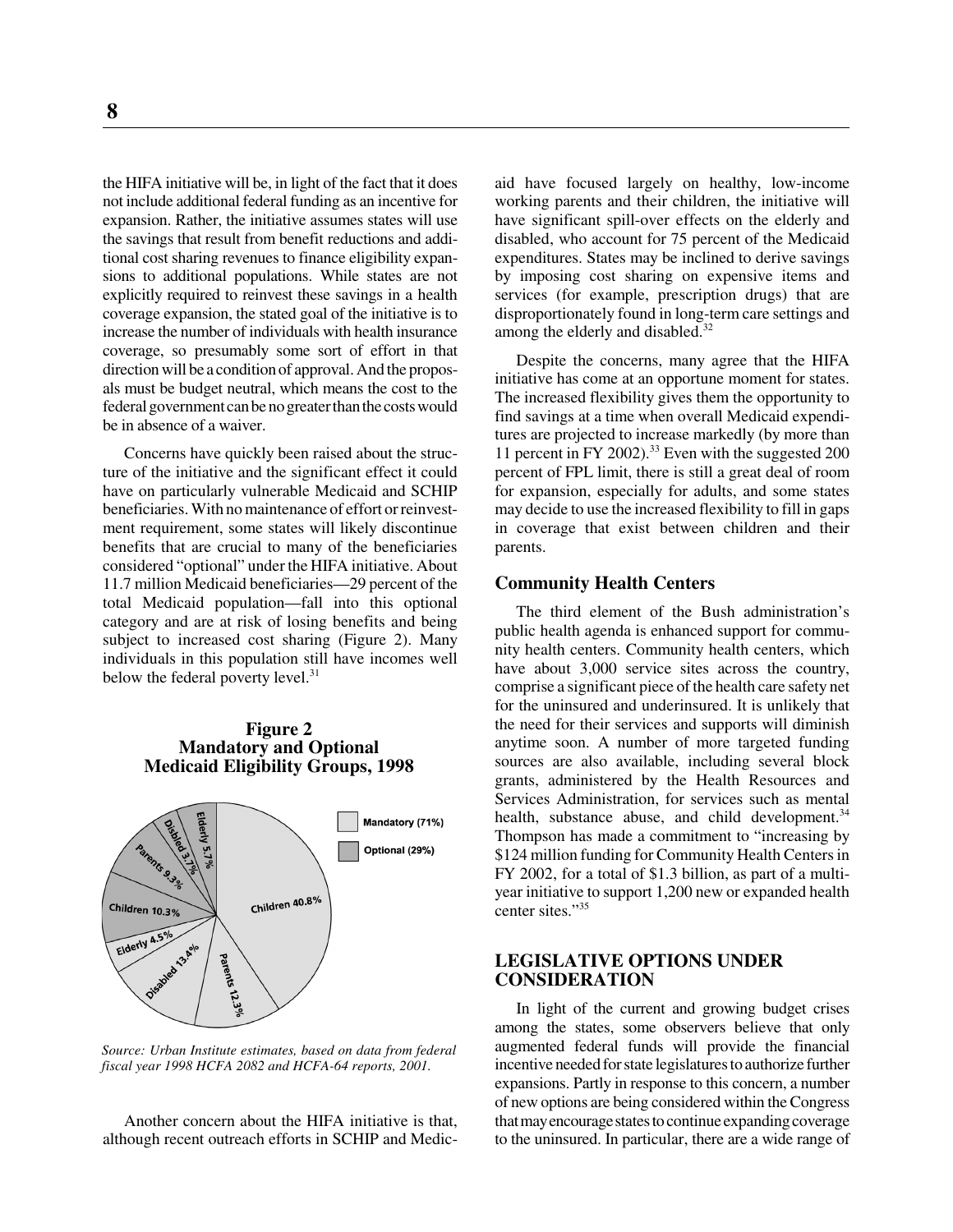the HIFA initiative will be, in light of the fact that it does not include additional federal funding as an incentive for expansion. Rather, the initiative assumes states will use the savings that result from benefit reductions and additional cost sharing revenues to finance eligibility expansions to additional populations. While states are not explicitly required to reinvest these savings in a health coverage expansion, the stated goal of the initiative is to increase the number of individuals with health insurance coverage, so presumably some sort of effort in that direction will be a condition of approval. And the proposals must be budget neutral, which means the cost to the federal government can be no greater than the costs would be in absence of a waiver.

Concerns have quickly been raised about the structure of the initiative and the significant effect it could have on particularly vulnerable Medicaid and SCHIP beneficiaries. With no maintenance of effort or reinvestment requirement, some states will likely discontinue benefits that are crucial to many of the beneficiaries considered "optional" under the HIFA initiative. About 11.7 million Medicaid beneficiaries—29 percent of the total Medicaid population—fall into this optional category and are at risk of losing benefits and being subject to increased cost sharing (Figure 2). Many individuals in this population still have incomes well below the federal poverty level.[31]

**Figure 2**
**Mandatory and Optional Medicaid Eligibility Groups, 1998**

| Group | Mandatory (71%) | Optional (29%) |
|---|---|---|
| Children | 40.8% | 10.3% |
| Parents | 12.3% | 9.3% |
| Disabled | 13.4% | 3.7% |
| Elderly | 4.5% | 5.7% |

*Source: Urban Institute estimates, based on data from federal fiscal year 1998 HCFA 2082 and HCFA-64 reports, 2001.*

Another concern about the HIFA initiative is that, although recent outreach efforts in SCHIP and Medicaid have focused largely on healthy, low-income working parents and their children, the initiative will have significant spill-over effects on the elderly and disabled, who account for 75 percent of the Medicaid expenditures. States may be inclined to derive savings by imposing cost sharing on expensive items and services (for example, prescription drugs) that are disproportionately found in long-term care settings and among the elderly and disabled.[32]

Despite the concerns, many agree that the HIFA initiative has come at an opportune moment for states. The increased flexibility gives them the opportunity to find savings at a time when overall Medicaid expenditures are projected to increase markedly (by more than 11 percent in FY 2002).[33] Even with the suggested 200 percent of FPL limit, there is still a great deal of room for expansion, especially for adults, and some states may decide to use the increased flexibility to fill in gaps in coverage that exist between children and their parents.

### Community Health Centers

The third element of the Bush administration's public health agenda is enhanced support for community health centers. Community health centers, which have about 3,000 service sites across the country, comprise a significant piece of the health care safety net for the uninsured and underinsured. It is unlikely that the need for their services and supports will diminish anytime soon. A number of more targeted funding sources are also available, including several block grants, administered by the Health Resources and Services Administration, for services such as mental health, substance abuse, and child development.[34] Thompson has made a commitment to "increasing by $124 million funding for Community Health Centers in FY 2002, for a total of $1.3 billion, as part of a multi-year initiative to support 1,200 new or expanded health center sites."[35]

## LEGISLATIVE OPTIONS UNDER CONSIDERATION

In light of the current and growing budget crises among the states, some observers believe that only augmented federal funds will provide the financial incentive needed for state legislatures to authorize further expansions. Partly in response to this concern, a number of new options are being considered within the Congress that may encourage states to continue expanding coverage to the uninsured. In particular, there are a wide range of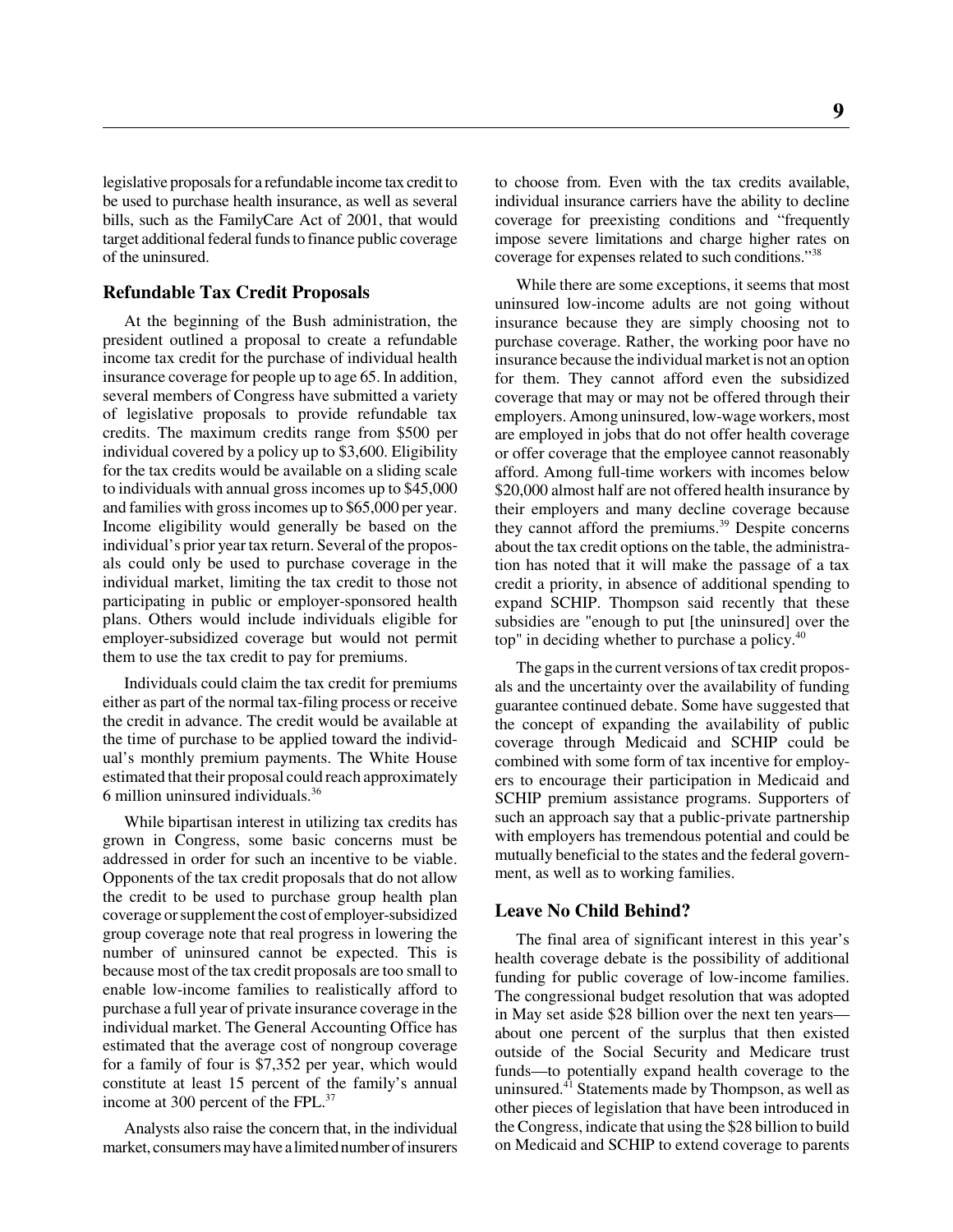legislative proposals for a refundable income tax credit to be used to purchase health insurance, as well as several bills, such as the FamilyCare Act of 2001, that would target additional federal funds to finance public coverage of the uninsured.

### Refundable Tax Credit Proposals

At the beginning of the Bush administration, the president outlined a proposal to create a refundable income tax credit for the purchase of individual health insurance coverage for people up to age 65. In addition, several members of Congress have submitted a variety of legislative proposals to provide refundable tax credits. The maximum credits range from $500 per individual covered by a policy up to $3,600. Eligibility for the tax credits would be available on a sliding scale to individuals with annual gross incomes up to $45,000 and families with gross incomes up to $65,000 per year. Income eligibility would generally be based on the individual's prior year tax return. Several of the proposals could only be used to purchase coverage in the individual market, limiting the tax credit to those not participating in public or employer-sponsored health plans. Others would include individuals eligible for employer-subsidized coverage but would not permit them to use the tax credit to pay for premiums.

Individuals could claim the tax credit for premiums either as part of the normal tax-filing process or receive the credit in advance. The credit would be available at the time of purchase to be applied toward the individual's monthly premium payments. The White House estimated that their proposal could reach approximately 6 million uninsured individuals.[36]

While bipartisan interest in utilizing tax credits has grown in Congress, some basic concerns must be addressed in order for such an incentive to be viable. Opponents of the tax credit proposals that do not allow the credit to be used to purchase group health plan coverage or supplement the cost of employer-subsidized group coverage note that real progress in lowering the number of uninsured cannot be expected. This is because most of the tax credit proposals are too small to enable low-income families to realistically afford to purchase a full year of private insurance coverage in the individual market. The General Accounting Office has estimated that the average cost of nongroup coverage for a family of four is $7,352 per year, which would constitute at least 15 percent of the family's annual income at 300 percent of the FPL.[37]

Analysts also raise the concern that, in the individual market, consumers may have a limited number of insurers to choose from. Even with the tax credits available, individual insurance carriers have the ability to decline coverage for preexisting conditions and "frequently impose severe limitations and charge higher rates on coverage for expenses related to such conditions."[38]

While there are some exceptions, it seems that most uninsured low-income adults are not going without insurance because they are simply choosing not to purchase coverage. Rather, the working poor have no insurance because the individual market is not an option for them. They cannot afford even the subsidized coverage that may or may not be offered through their employers. Among uninsured, low-wage workers, most are employed in jobs that do not offer health coverage or offer coverage that the employee cannot reasonably afford. Among full-time workers with incomes below $20,000 almost half are not offered health insurance by their employers and many decline coverage because they cannot afford the premiums.[39] Despite concerns about the tax credit options on the table, the administration has noted that it will make the passage of a tax credit a priority, in absence of additional spending to expand SCHIP. Thompson said recently that these subsidies are "enough to put [the uninsured] over the top" in deciding whether to purchase a policy.[40]

The gaps in the current versions of tax credit proposals and the uncertainty over the availability of funding guarantee continued debate. Some have suggested that the concept of expanding the availability of public coverage through Medicaid and SCHIP could be combined with some form of tax incentive for employers to encourage their participation in Medicaid and SCHIP premium assistance programs. Supporters of such an approach say that a public-private partnership with employers has tremendous potential and could be mutually beneficial to the states and the federal government, as well as to working families.

### Leave No Child Behind?

The final area of significant interest in this year's health coverage debate is the possibility of additional funding for public coverage of low-income families. The congressional budget resolution that was adopted in May set aside $28 billion over the next ten years—about one percent of the surplus that then existed outside of the Social Security and Medicare trust funds—to potentially expand health coverage to the uninsured.[41] Statements made by Thompson, as well as other pieces of legislation that have been introduced in the Congress, indicate that using the $28 billion to build on Medicaid and SCHIP to extend coverage to parents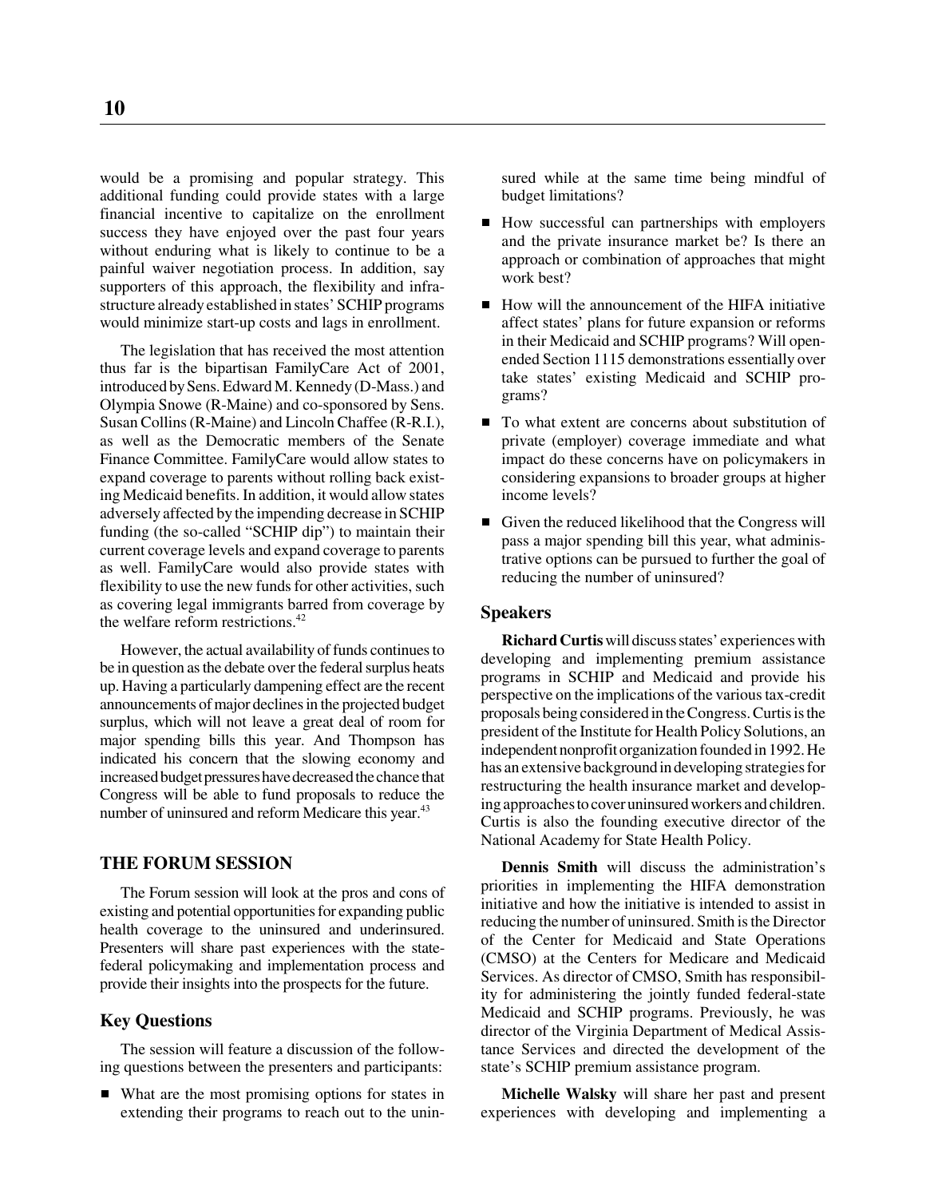would be a promising and popular strategy. This additional funding could provide states with a large financial incentive to capitalize on the enrollment success they have enjoyed over the past four years without enduring what is likely to continue to be a painful waiver negotiation process. In addition, say supporters of this approach, the flexibility and infrastructure already established in states' SCHIP programs would minimize start-up costs and lags in enrollment.

The legislation that has received the most attention thus far is the bipartisan FamilyCare Act of 2001, introduced by Sens. Edward M. Kennedy (D-Mass.) and Olympia Snowe (R-Maine) and co-sponsored by Sens. Susan Collins (R-Maine) and Lincoln Chaffee (R-R.I.), as well as the Democratic members of the Senate Finance Committee. FamilyCare would allow states to expand coverage to parents without rolling back existing Medicaid benefits. In addition, it would allow states adversely affected by the impending decrease in SCHIP funding (the so-called "SCHIP dip") to maintain their current coverage levels and expand coverage to parents as well. FamilyCare would also provide states with flexibility to use the new funds for other activities, such as covering legal immigrants barred from coverage by the welfare reform restrictions.[42]

However, the actual availability of funds continues to be in question as the debate over the federal surplus heats up. Having a particularly dampening effect are the recent announcements of major declines in the projected budget surplus, which will not leave a great deal of room for major spending bills this year. And Thompson has indicated his concern that the slowing economy and increased budget pressures have decreased the chance that Congress will be able to fund proposals to reduce the number of uninsured and reform Medicare this year.[43]

## THE FORUM SESSION

The Forum session will look at the pros and cons of existing and potential opportunities for expanding public health coverage to the uninsured and underinsured. Presenters will share past experiences with the state-federal policymaking and implementation process and provide their insights into the prospects for the future.

### Key Questions

The session will feature a discussion of the following questions between the presenters and participants:

- What are the most promising options for states in extending their programs to reach out to the uninsured while at the same time being mindful of budget limitations?
- How successful can partnerships with employers and the private insurance market be? Is there an approach or combination of approaches that might work best?
- How will the announcement of the HIFA initiative affect states' plans for future expansion or reforms in their Medicaid and SCHIP programs? Will open-ended Section 1115 demonstrations essentially over take states' existing Medicaid and SCHIP programs?
- To what extent are concerns about substitution of private (employer) coverage immediate and what impact do these concerns have on policymakers in considering expansions to broader groups at higher income levels?
- Given the reduced likelihood that the Congress will pass a major spending bill this year, what administrative options can be pursued to further the goal of reducing the number of uninsured?

### Speakers

**Richard Curtis** will discuss states' experiences with developing and implementing premium assistance programs in SCHIP and Medicaid and provide his perspective on the implications of the various tax-credit proposals being considered in the Congress. Curtis is the president of the Institute for Health Policy Solutions, an independent nonprofit organization founded in 1992. He has an extensive background in developing strategies for restructuring the health insurance market and developing approaches to cover uninsured workers and children. Curtis is also the founding executive director of the National Academy for State Health Policy.

**Dennis Smith** will discuss the administration's priorities in implementing the HIFA demonstration initiative and how the initiative is intended to assist in reducing the number of uninsured. Smith is the Director of the Center for Medicaid and State Operations (CMSO) at the Centers for Medicare and Medicaid Services. As director of CMSO, Smith has responsibility for administering the jointly funded federal-state Medicaid and SCHIP programs. Previously, he was director of the Virginia Department of Medical Assistance Services and directed the development of the state's SCHIP premium assistance program.

**Michelle Walsky** will share her past and present experiences with developing and implementing a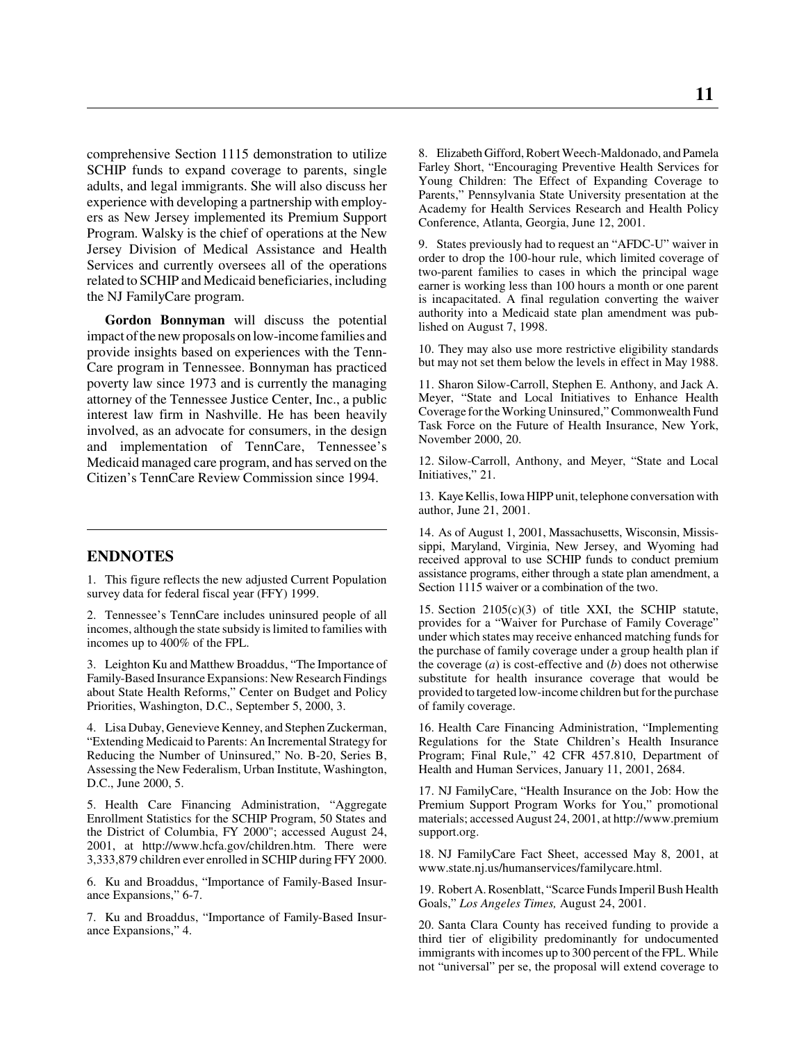comprehensive Section 1115 demonstration to utilize SCHIP funds to expand coverage to parents, single adults, and legal immigrants. She will also discuss her experience with developing a partnership with employers as New Jersey implemented its Premium Support Program. Walsky is the chief of operations at the New Jersey Division of Medical Assistance and Health Services and currently oversees all of the operations related to SCHIP and Medicaid beneficiaries, including the NJ FamilyCare program.

**Gordon Bonnyman** will discuss the potential impact of the new proposals on low-income families and provide insights based on experiences with the TennCare program in Tennessee. Bonnyman has practiced poverty law since 1973 and is currently the managing attorney of the Tennessee Justice Center, Inc., a public interest law firm in Nashville. He has been heavily involved, as an advocate for consumers, in the design and implementation of TennCare, Tennessee's Medicaid managed care program, and has served on the Citizen's TennCare Review Commission since 1994.

## ENDNOTES

1. This figure reflects the new adjusted Current Population survey data for federal fiscal year (FFY) 1999.

2. Tennessee's TennCare includes uninsured people of all incomes, although the state subsidy is limited to families with incomes up to 400% of the FPL.

3. Leighton Ku and Matthew Broaddus, "The Importance of Family-Based Insurance Expansions: New Research Findings about State Health Reforms," Center on Budget and Policy Priorities, Washington, D.C., September 5, 2000, 3.

4. Lisa Dubay, Genevieve Kenney, and Stephen Zuckerman, "Extending Medicaid to Parents: An Incremental Strategy for Reducing the Number of Uninsured," No. B-20, Series B, Assessing the New Federalism, Urban Institute, Washington, D.C., June 2000, 5.

5. Health Care Financing Administration, "Aggregate Enrollment Statistics for the SCHIP Program, 50 States and the District of Columbia, FY 2000"; accessed August 24, 2001, at http://www.hcfa.gov/children.htm. There were 3,333,879 children ever enrolled in SCHIP during FFY 2000.

6. Ku and Broaddus, "Importance of Family-Based Insurance Expansions," 6-7.

7. Ku and Broaddus, "Importance of Family-Based Insurance Expansions," 4.

8. Elizabeth Gifford, Robert Weech-Maldonado, and Pamela Farley Short, "Encouraging Preventive Health Services for Young Children: The Effect of Expanding Coverage to Parents," Pennsylvania State University presentation at the Academy for Health Services Research and Health Policy Conference, Atlanta, Georgia, June 12, 2001.

9. States previously had to request an "AFDC-U" waiver in order to drop the 100-hour rule, which limited coverage of two-parent families to cases in which the principal wage earner is working less than 100 hours a month or one parent is incapacitated. A final regulation converting the waiver authority into a Medicaid state plan amendment was published on August 7, 1998.

10. They may also use more restrictive eligibility standards but may not set them below the levels in effect in May 1988.

11. Sharon Silow-Carroll, Stephen E. Anthony, and Jack A. Meyer, "State and Local Initiatives to Enhance Health Coverage for the Working Uninsured," Commonwealth Fund Task Force on the Future of Health Insurance, New York, November 2000, 20.

12. Silow-Carroll, Anthony, and Meyer, "State and Local Initiatives," 21.

13. Kaye Kellis, Iowa HIPP unit, telephone conversation with author, June 21, 2001.

14. As of August 1, 2001, Massachusetts, Wisconsin, Mississippi, Maryland, Virginia, New Jersey, and Wyoming had received approval to use SCHIP funds to conduct premium assistance programs, either through a state plan amendment, a Section 1115 waiver or a combination of the two.

15. Section 2105(c)(3) of title XXI, the SCHIP statute, provides for a "Waiver for Purchase of Family Coverage" under which states may receive enhanced matching funds for the purchase of family coverage under a group health plan if the coverage (*a*) is cost-effective and (*b*) does not otherwise substitute for health insurance coverage that would be provided to targeted low-income children but for the purchase of family coverage.

16. Health Care Financing Administration, "Implementing Regulations for the State Children's Health Insurance Program; Final Rule," 42 CFR 457.810, Department of Health and Human Services, January 11, 2001, 2684.

17. NJ FamilyCare, "Health Insurance on the Job: How the Premium Support Program Works for You," promotional materials; accessed August 24, 2001, at http://www.premiumsupport.org.

18. NJ FamilyCare Fact Sheet, accessed May 8, 2001, at www.state.nj.us/humanservices/familycare.html.

19. Robert A. Rosenblatt, "Scarce Funds Imperil Bush Health Goals," *Los Angeles Times,* August 24, 2001.

20. Santa Clara County has received funding to provide a third tier of eligibility predominantly for undocumented immigrants with incomes up to 300 percent of the FPL. While not "universal" per se, the proposal will extend coverage to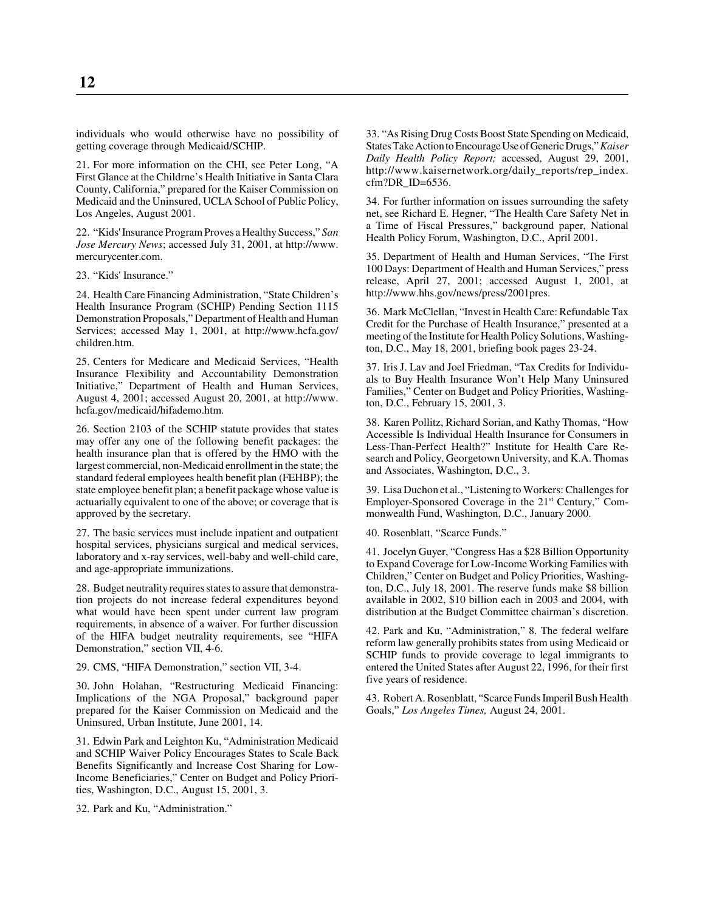individuals who would otherwise have no possibility of getting coverage through Medicaid/SCHIP.

21. For more information on the CHI, see Peter Long, "A First Glance at the Childrne's Health Initiative in Santa Clara County, California," prepared for the Kaiser Commission on Medicaid and the Uninsured, UCLA School of Public Policy, Los Angeles, August 2001.

22. "Kids' Insurance Program Proves a Healthy Success," *San Jose Mercury News*; accessed July 31, 2001, at http://www.mercurycenter.com.

23. "Kids' Insurance."

24. Health Care Financing Administration, "State Children's Health Insurance Program (SCHIP) Pending Section 1115 Demonstration Proposals," Department of Health and Human Services; accessed May 1, 2001, at http://www.hcfa.gov/children.htm.

25. Centers for Medicare and Medicaid Services, "Health Insurance Flexibility and Accountability Demonstration Initiative," Department of Health and Human Services, August 4, 2001; accessed August 20, 2001, at http://www.hcfa.gov/medicaid/hifademo.htm.

26. Section 2103 of the SCHIP statute provides that states may offer any one of the following benefit packages: the health insurance plan that is offered by the HMO with the largest commercial, non-Medicaid enrollment in the state; the standard federal employees health benefit plan (FEHBP); the state employee benefit plan; a benefit package whose value is actuarially equivalent to one of the above; or coverage that is approved by the secretary.

27. The basic services must include inpatient and outpatient hospital services, physicians surgical and medical services, laboratory and x-ray services, well-baby and well-child care, and age-appropriate immunizations.

28. Budget neutrality requires states to assure that demonstration projects do not increase federal expenditures beyond what would have been spent under current law program requirements, in absence of a waiver. For further discussion of the HIFA budget neutrality requirements, see "HIFA Demonstration," section VII, 4-6.

29. CMS, "HIFA Demonstration," section VII, 3-4.

30. John Holahan, "Restructuring Medicaid Financing: Implications of the NGA Proposal," background paper prepared for the Kaiser Commission on Medicaid and the Uninsured, Urban Institute, June 2001, 14.

31. Edwin Park and Leighton Ku, "Administration Medicaid and SCHIP Waiver Policy Encourages States to Scale Back Benefits Significantly and Increase Cost Sharing for Low-Income Beneficiaries," Center on Budget and Policy Priorities, Washington, D.C., August 15, 2001, 3.

32. Park and Ku, "Administration."

33. "As Rising Drug Costs Boost State Spending on Medicaid, States Take Action to Encourage Use of Generic Drugs," *Kaiser Daily Health Policy Report;* accessed, August 29, 2001, http://www.kaisernetwork.org/daily_reports/rep_index.cfm?DR_ID=6536.

34. For further information on issues surrounding the safety net, see Richard E. Hegner, "The Health Care Safety Net in a Time of Fiscal Pressures," background paper, National Health Policy Forum, Washington, D.C., April 2001.

35. Department of Health and Human Services, "The First 100 Days: Department of Health and Human Services," press release, April 27, 2001; accessed August 1, 2001, at http://www.hhs.gov/news/press/2001pres.

36. Mark McClellan, "Invest in Health Care: Refundable Tax Credit for the Purchase of Health Insurance," presented at a meeting of the Institute for Health Policy Solutions, Washington, D.C., May 18, 2001, briefing book pages 23-24.

37. Iris J. Lav and Joel Friedman, "Tax Credits for Individuals to Buy Health Insurance Won't Help Many Uninsured Families," Center on Budget and Policy Priorities, Washington, D.C., February 15, 2001, 3.

38. Karen Pollitz, Richard Sorian, and Kathy Thomas, "How Accessible Is Individual Health Insurance for Consumers in Less-Than-Perfect Health?" Institute for Health Care Research and Policy, Georgetown University, and K.A. Thomas and Associates, Washington, D.C., 3.

39. Lisa Duchon et al., "Listening to Workers: Challenges for Employer-Sponsored Coverage in the 21st Century," Commonwealth Fund, Washington, D.C., January 2000.

40. Rosenblatt, "Scarce Funds."

41. Jocelyn Guyer, "Congress Has a $28 Billion Opportunity to Expand Coverage for Low-Income Working Families with Children," Center on Budget and Policy Priorities, Washington, D.C., July 18, 2001. The reserve funds make $8 billion available in 2002, $10 billion each in 2003 and 2004, with distribution at the Budget Committee chairman's discretion.

42. Park and Ku, "Administration," 8. The federal welfare reform law generally prohibits states from using Medicaid or SCHIP funds to provide coverage to legal immigrants to entered the United States after August 22, 1996, for their first five years of residence.

43. Robert A. Rosenblatt, "Scarce Funds Imperil Bush Health Goals," *Los Angeles Times,* August 24, 2001.